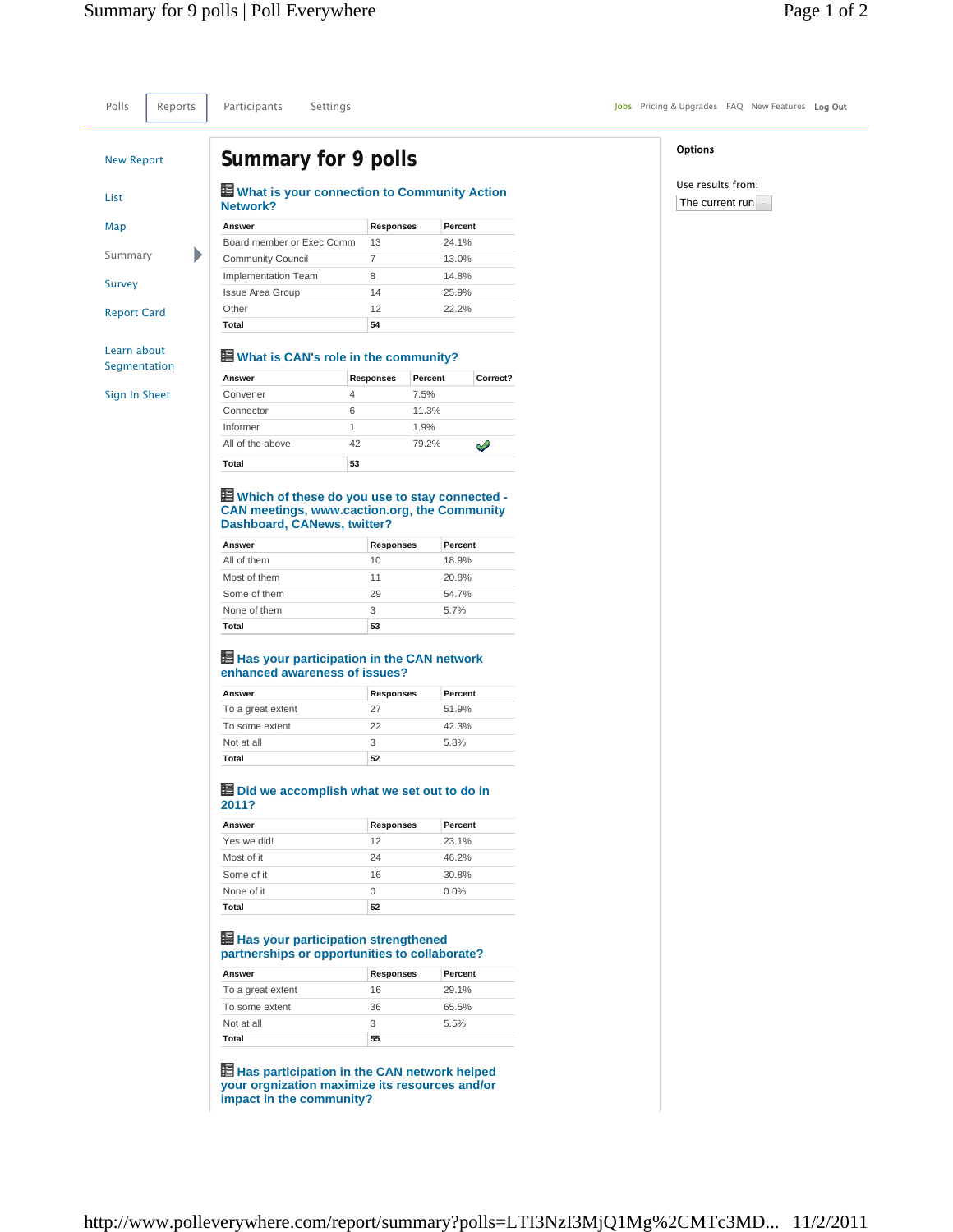Polls | Reports | Participants | Settings

Jobs Pricing & Upgrades FAQ New Features Log Out

New Report

List

Map

Summary

Survey

Report Card

Learn about Segmentation

Sign In Sheet

# Summary for 9 polls

### What is your connection to Community Action Network?

| Answer | Responses | Percent |
|---|---|---|
| Board member or Exec Comm | 13 | 24.1% |
| Community Council | 7 | 13.0% |
| Implementation Team | 8 | 14.8% |
| Issue Area Group | 14 | 25.9% |
| Other | 12 | 22.2% |
| **Total** | **54** | |

### What is CAN's role in the community?

| Answer | Responses | Percent | Correct? |
|---|---|---|---|
| Convener | 4 | 7.5% | |
| Connector | 6 | 11.3% | |
| Informer | 1 | 1.9% | |
| All of the above | 42 | 79.2% | ✓ |
| **Total** | **53** | | |

### Which of these do you use to stay connected - CAN meetings, www.caction.org, the Community Dashboard, CANews, twitter?

| Answer | Responses | Percent |
|---|---|---|
| All of them | 10 | 18.9% |
| Most of them | 11 | 20.8% |
| Some of them | 29 | 54.7% |
| None of them | 3 | 5.7% |
| **Total** | **53** | |

### Has your participation in the CAN network enhanced awareness of issues?

| Answer | Responses | Percent |
|---|---|---|
| To a great extent | 27 | 51.9% |
| To some extent | 22 | 42.3% |
| Not at all | 3 | 5.8% |
| **Total** | **52** | |

### Did we accomplish what we set out to do in 2011?

| Answer | Responses | Percent |
|---|---|---|
| Yes we did! | 12 | 23.1% |
| Most of it | 24 | 46.2% |
| Some of it | 16 | 30.8% |
| None of it | 0 | 0.0% |
| **Total** | **52** | |

### Has your participation strengthened partnerships or opportunities to collaborate?

| Answer | Responses | Percent |
|---|---|---|
| To a great extent | 16 | 29.1% |
| To some extent | 36 | 65.5% |
| Not at all | 3 | 5.5% |
| **Total** | **55** | |

### Has participation in the CAN network helped your orgnization maximize its resources and/or impact in the community?

Options

Use results from: The current run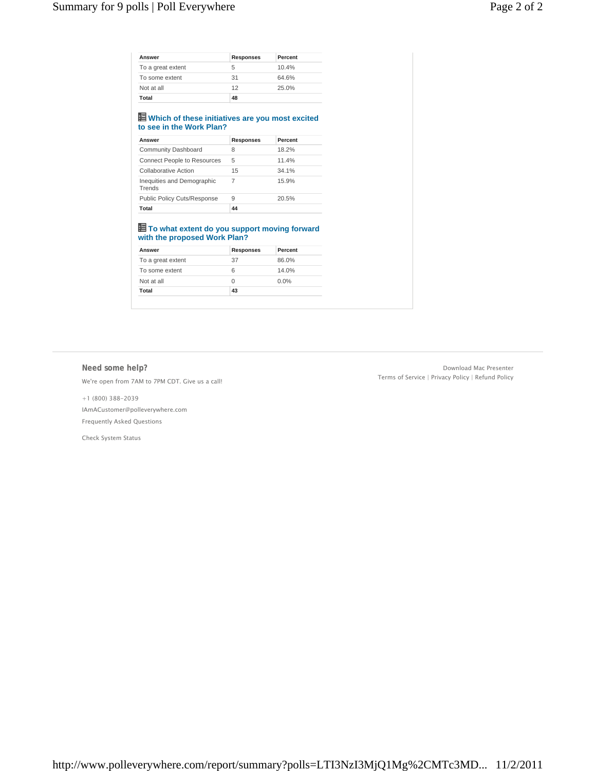| Answer | Responses | Percent |
|---|---|---|
| To a great extent | 5 | 10.4% |
| To some extent | 31 | 64.6% |
| Not at all | 12 | 25.0% |
| **Total** | **48** | |

### Which of these initiatives are you most excited to see in the Work Plan?

| Answer | Responses | Percent |
|---|---|---|
| Community Dashboard | 8 | 18.2% |
| Connect People to Resources | 5 | 11.4% |
| Collaborative Action | 15 | 34.1% |
| Inequities and Demographic Trends | 7 | 15.9% |
| Public Policy Cuts/Response | 9 | 20.5% |
| **Total** | **44** | |

### To what extent do you support moving forward with the proposed Work Plan?

| Answer | Responses | Percent |
|---|---|---|
| To a great extent | 37 | 86.0% |
| To some extent | 6 | 14.0% |
| Not at all | 0 | 0.0% |
| **Total** | **43** | |

**Need some help?**

We're open from 7AM to 7PM CDT. Give us a call!

+1 (800) 388-2039

IAmACustomer@polleverywhere.com

Frequently Asked Questions

Check System Status

Download Mac Presenter

Terms of Service | Privacy Policy | Refund Policy